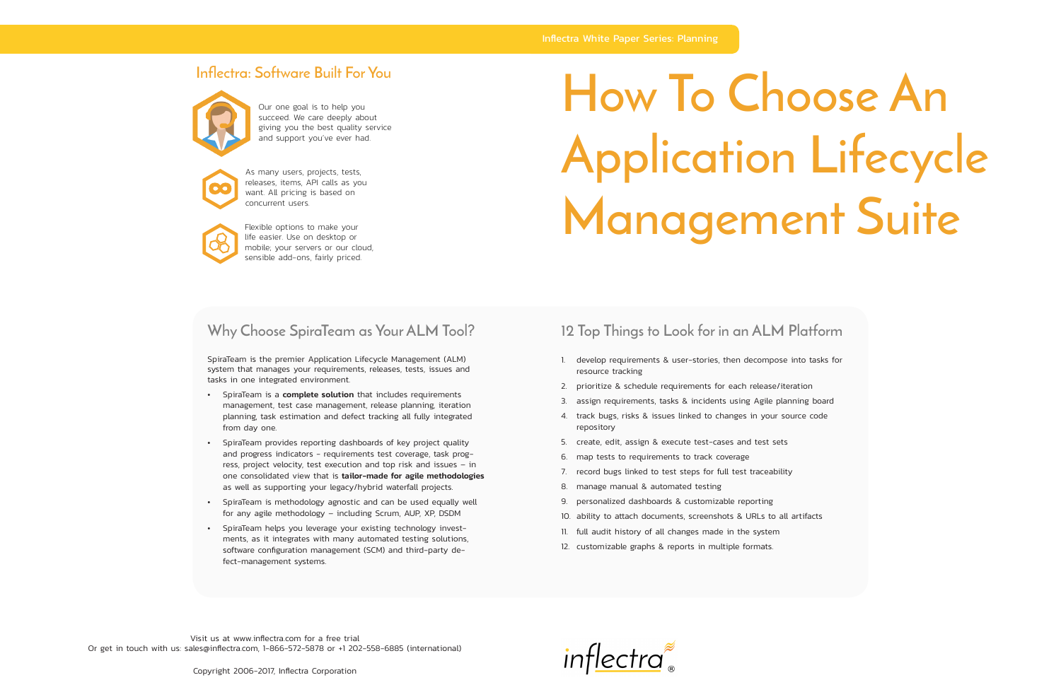Inflectra White Paper Series: Planning

# How To Choose An Application Lifecycle Management Suite

## Inflectra: Software Built For You

Our one goal is to help you succeed. We care deeply about giving you the best quality service and support you've ever had.

As many users, projects, tests, releases, items, API calls as you want. All pricing is based on concurrent users.

Flexible options to make your life easier. Use on desktop or mobile; your servers or our cloud, sensible add-ons, fairly priced.

## Why Choose SpiraTeam as Your ALM Tool?

SpiraTeam is the premier Application Lifecycle Management (ALM) system that manages your requirements, releases, tests, issues and tasks in one integrated environment.

- SpiraTeam is a **complete solution** that includes requirements management, test case management, release planning, iteration planning, task estimation and defect tracking all fully integrated from day one.
- SpiraTeam provides reporting dashboards of key project quality and progress indicators - requirements test coverage, task progress, project velocity, test execution and top risk and issues – in one consolidated view that is **tailor-made for agile methodologies** as well as supporting your legacy/hybrid waterfall projects.
- SpiraTeam is methodology agnostic and can be used equally well for any agile methodology – including Scrum, AUP, XP, DSDM
- SpiraTeam helps you leverage your existing technology investments, as it integrates with many automated testing solutions, software configuration management (SCM) and third-party defect-management systems.

## 12 Top Things to Look for in an ALM Platform

1. develop requirements & user-stories, then decompose into tasks for resource tracking
2. prioritize & schedule requirements for each release/iteration
3. assign requirements, tasks & incidents using Agile planning board
4. track bugs, risks & issues linked to changes in your source code repository
5. create, edit, assign & execute test-cases and test sets
6. map tests to requirements to track coverage
7. record bugs linked to test steps for full test traceability
8. manage manual & automated testing
9. personalized dashboards & customizable reporting
10. ability to attach documents, screenshots & URLs to all artifacts
11. full audit history of all changes made in the system
12. customizable graphs & reports in multiple formats.

Visit us at www.inflectra.com for a free trial
Or get in touch with us: sales@inflectra.com, 1-866-572-5878 or +1 202-558-6885 (international)

Copyright 2006-2017, Inflectra Corporation

inflectra®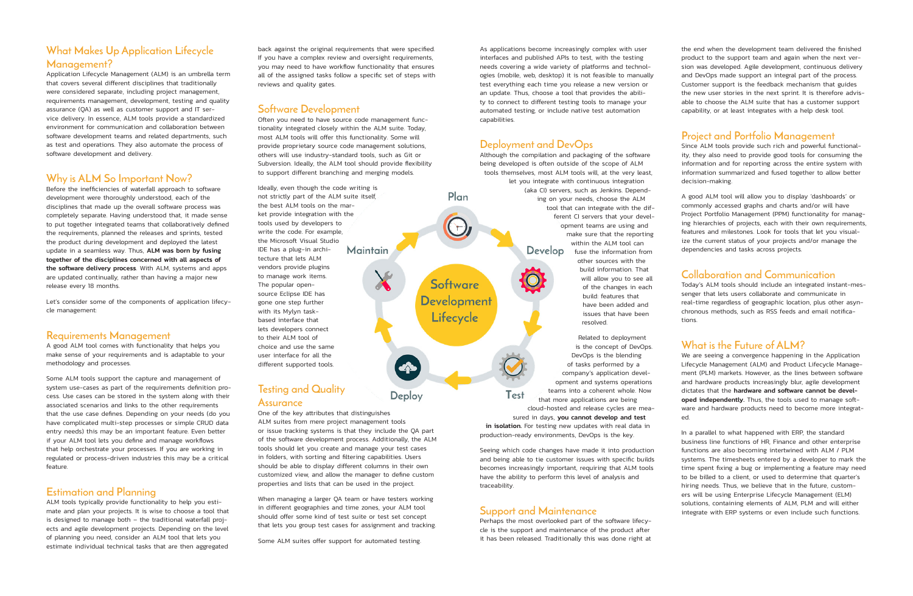## What Makes Up Application Lifecycle Management?

Application Lifecycle Management (ALM) is an umbrella term that covers several different disciplines that traditionally were considered separate, including project management, requirements management, development, testing and quality assurance (QA) as well as customer support and IT service delivery. In essence, ALM tools provide a standardized environment for communication and collaboration between software development teams and related departments, such as test and operations. They also automate the process of software development and delivery.

## Why is ALM So Important Now?

Before the inefficiencies of waterfall approach to software development were thoroughly understood, each of the disciplines that made up the overall software process was completely separate. Having understood that, it made sense to put together integrated teams that collaboratively defined the requirements, planned the releases and sprints, tested the product during development and deployed the latest update in a seamless way. Thus, **ALM was born by fusing together of the disciplines concerned with all aspects of the software delivery process**. With ALM, systems and apps are updated continually, rather than having a major new release every 18 months.

Let's consider some of the components of application lifecycle management:

## Requirements Management

A good ALM tool comes with functionality that helps you make sense of your requirements and is adaptable to your methodology and processes.

Some ALM tools support the capture and management of system use-cases as part of the requirements definition process. Use cases can be stored in the system along with their associated scenarios and links to the other requirements that the use case defines. Depending on your needs (do you have complicated multi-step processes or simple CRUD data entry needs) this may be an important feature. Even better if your ALM tool lets you define and manage workflows that help orchestrate your processes. If you are working in regulated or process-driven industries this may be a critical feature.

## Estimation and Planning

ALM tools typically provide functionality to help you estimate and plan your projects. It is wise to choose a tool that is designed to manage both – the traditional waterfall projects and agile development projects. Depending on the level of planning you need, consider an ALM tool that lets you estimate individual technical tasks that are then aggregated back against the original requirements that were specified. If you have a complex review and oversight requirements, you may need to have workflow functionality that ensures all of the assigned tasks follow a specific set of steps with reviews and quality gates.

## Software Development

Often you need to have source code management functionality integrated closely within the ALM suite. Today, most ALM tools will offer this functionality. Some will provide proprietary source code management solutions, others will use industry-standard tools, such as Git or Subversion. Ideally, the ALM tool should provide flexibility to support different branching and merging models.

Ideally, even though the code writing is not strictly part of the ALM suite itself, the best ALM tools on the market provide integration with the tools used by developers to write the code. For example, the Microsoft Visual Studio IDE has a plug-in architecture that ALM vendors provide plugins to manage work items. The popular open-source Eclipse IDE has gone one step further with its Mylyn task-based interface that lets developers connect to their ALM tool of choice and use the same user interface for all the different supported tools.

Plan

Develop

Test

Deploy

Maintain

Software Development Lifecycle

## Testing and Quality Assurance

One of the key attributes that distinguishes ALM suites from mere project management tools or issue tracking systems is that they include the QA part of the software development process. Additionally, the ALM tools should let you create and manage your test cases in folders, with sorting and filtering capabilities. Users should be able to display different columns in their own customized view, and allow the manager to define custom properties and lists that can be used in the project.

When managing a larger QA team or have testers working in different geographies and time zones, your ALM tool should offer some kind of test suite or test set concept that lets you group test cases for assignment and tracking.

Some ALM suites offer support for automated testing. As applications become increasingly complex with user interfaces and published APIs to test, with the testing needs covering a wide variety of platforms and technologies (mobile, web, desktop) it is not feasible to manually test everything each time you release a new version or an update. Thus, choose a tool that provides the ability to connect to different testing tools to manage your automated testing, or include native test automation capabilities.

## Deployment and DevOps

Although the compilation and packaging of the software being developed is often outside of the scope of ALM tools themselves, most ALM tools will, at the very least, let you integrate with continuous integration (aka CI) servers, such as Jenkins. Depending on your needs, choose the ALM tool that can integrate with the different CI servers that your development teams are using and make sure that the reporting within the ALM tool can fuse the information from other sources with the build information. That will allow you to see all of the changes in each build: features that have been added and issues that have been resolved.

Related to deployment is the concept of DevOps. DevOps is the blending of tasks performed by a company's application development and systems operations teams into a coherent whole. Now that more applications are being cloud-hosted and release cycles are measured in days, **you cannot develop and test in isolation.** For testing new updates with real data in production-ready environments, DevOps is the key.

Seeing which code changes have made it into production and being able to tie customer issues with specific builds becomes increasingly important, requiring that ALM tools have the ability to perform this level of analysis and traceability.

## Support and Maintenance

Perhaps the most overlooked part of the software lifecycle is the support and maintenance of the product after it has been released. Traditionally this was done right at the end when the development team delivered the finished product to the support team and again when the next version was developed. Agile development, continuous delivery and DevOps made support an integral part of the process. Customer support is the feedback mechanism that guides the new user stories in the next sprint. It is therefore advisable to choose the ALM suite that has a customer support capability, or at least integrates with a help desk tool.

## Project and Portfolio Management

Since ALM tools provide such rich and powerful functionality, they also need to provide good tools for consuming the information and for reporting across the entire system with information summarized and fused together to allow better decision-making.

A good ALM tool will allow you to display 'dashboards' or commonly accessed graphs and charts and/or will have Project Portfolio Management (PPM) functionality for managing hierarchies of projects, each with their own requirements, features and milestones. Look for tools that let you visualize the current status of your projects and/or manage the dependencies and tasks across projects.

## Collaboration and Communication

Today's ALM tools should include an integrated instant-messenger that lets users collaborate and communicate in real-time regardless of geographic location, plus other asynchronous methods, such as RSS feeds and email notifications.

## What is the Future of ALM?

We are seeing a convergence happening in the Application Lifecycle Management (ALM) and Product Lifecycle Management (PLM) markets. However, as the lines between software and hardware products increasingly blur, agile development dictates that the **hardware and software cannot be developed independently.** Thus, the tools used to manage software and hardware products need to become more integrated.

In a parallel to what happened with ERP, the standard business line functions of HR, Finance and other enterprise functions are also becoming intertwined with ALM / PLM systems. The timesheets entered by a developer to mark the time spent fixing a bug or implementing a feature may need to be billed to a client, or used to determine that quarter's hiring needs. Thus, we believe that in the future, customers will be using Enterprise Lifecycle Management (ELM) solutions, containing elements of ALM, PLM and will either integrate with ERP systems or even include such functions.